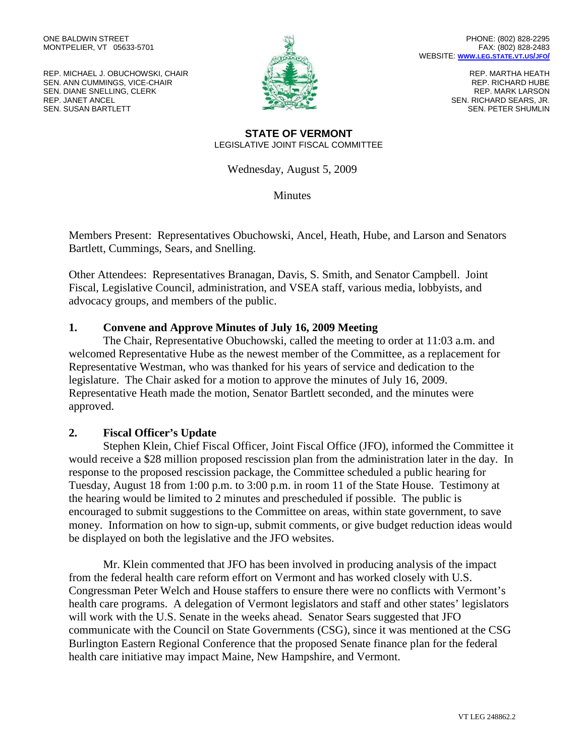ONE BALDWIN STREET
MONTPELIER, VT 05633-5701

PHONE: (802) 828-2295
FAX: (802) 828-2483
WEBSITE: WWW.LEG.STATE.VT.US/JFO/

REP. MICHAEL J. OBUCHOWSKI, CHAIR
SEN. ANN CUMMINGS, VICE-CHAIR
SEN. DIANE SNELLING, CLERK
REP. JANET ANCEL
SEN. SUSAN BARTLETT

REP. MARTHA HEATH
REP. RICHARD HUBE
REP. MARK LARSON
SEN. RICHARD SEARS, JR.
SEN. PETER SHUMLIN

**STATE OF VERMONT**
LEGISLATIVE JOINT FISCAL COMMITTEE

Wednesday, August 5, 2009

Minutes

Members Present: Representatives Obuchowski, Ancel, Heath, Hube, and Larson and Senators Bartlett, Cummings, Sears, and Snelling.

Other Attendees: Representatives Branagan, Davis, S. Smith, and Senator Campbell. Joint Fiscal, Legislative Council, administration, and VSEA staff, various media, lobbyists, and advocacy groups, and members of the public.

## 1. Convene and Approve Minutes of July 16, 2009 Meeting

The Chair, Representative Obuchowski, called the meeting to order at 11:03 a.m. and welcomed Representative Hube as the newest member of the Committee, as a replacement for Representative Westman, who was thanked for his years of service and dedication to the legislature. The Chair asked for a motion to approve the minutes of July 16, 2009. Representative Heath made the motion, Senator Bartlett seconded, and the minutes were approved.

## 2. Fiscal Officer's Update

Stephen Klein, Chief Fiscal Officer, Joint Fiscal Office (JFO), informed the Committee it would receive a $28 million proposed rescission plan from the administration later in the day. In response to the proposed rescission package, the Committee scheduled a public hearing for Tuesday, August 18 from 1:00 p.m. to 3:00 p.m. in room 11 of the State House. Testimony at the hearing would be limited to 2 minutes and prescheduled if possible. The public is encouraged to submit suggestions to the Committee on areas, within state government, to save money. Information on how to sign-up, submit comments, or give budget reduction ideas would be displayed on both the legislative and the JFO websites.

Mr. Klein commented that JFO has been involved in producing analysis of the impact from the federal health care reform effort on Vermont and has worked closely with U.S. Congressman Peter Welch and House staffers to ensure there were no conflicts with Vermont's health care programs. A delegation of Vermont legislators and staff and other states' legislators will work with the U.S. Senate in the weeks ahead. Senator Sears suggested that JFO communicate with the Council on State Governments (CSG), since it was mentioned at the CSG Burlington Eastern Regional Conference that the proposed Senate finance plan for the federal health care initiative may impact Maine, New Hampshire, and Vermont.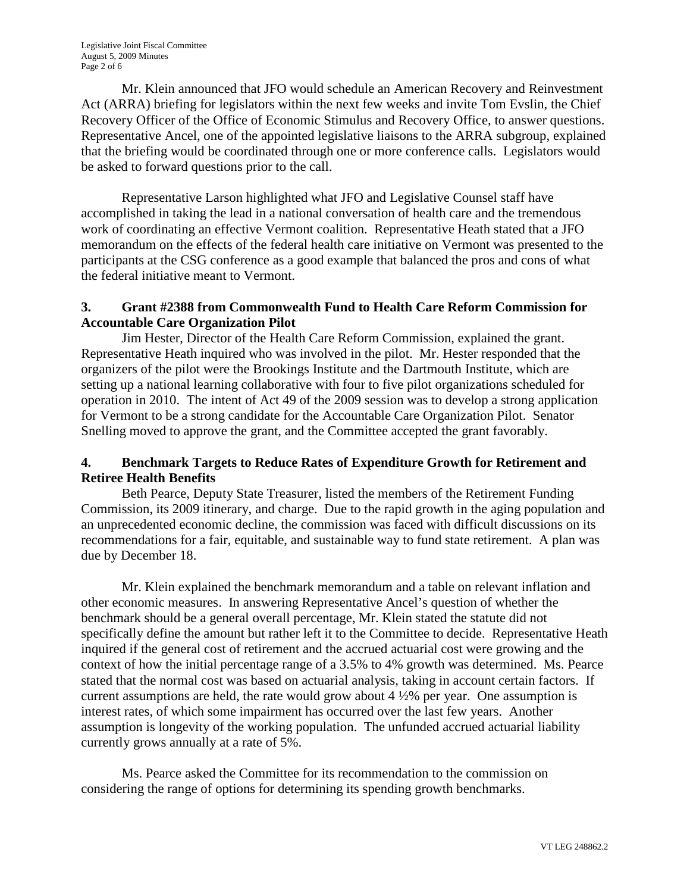Mr. Klein announced that JFO would schedule an American Recovery and Reinvestment Act (ARRA) briefing for legislators within the next few weeks and invite Tom Evslin, the Chief Recovery Officer of the Office of Economic Stimulus and Recovery Office, to answer questions. Representative Ancel, one of the appointed legislative liaisons to the ARRA subgroup, explained that the briefing would be coordinated through one or more conference calls. Legislators would be asked to forward questions prior to the call.

Representative Larson highlighted what JFO and Legislative Counsel staff have accomplished in taking the lead in a national conversation of health care and the tremendous work of coordinating an effective Vermont coalition. Representative Heath stated that a JFO memorandum on the effects of the federal health care initiative on Vermont was presented to the participants at the CSG conference as a good example that balanced the pros and cons of what the federal initiative meant to Vermont.

### 3. Grant #2388 from Commonwealth Fund to Health Care Reform Commission for Accountable Care Organization Pilot

Jim Hester, Director of the Health Care Reform Commission, explained the grant. Representative Heath inquired who was involved in the pilot. Mr. Hester responded that the organizers of the pilot were the Brookings Institute and the Dartmouth Institute, which are setting up a national learning collaborative with four to five pilot organizations scheduled for operation in 2010. The intent of Act 49 of the 2009 session was to develop a strong application for Vermont to be a strong candidate for the Accountable Care Organization Pilot. Senator Snelling moved to approve the grant, and the Committee accepted the grant favorably.

### 4. Benchmark Targets to Reduce Rates of Expenditure Growth for Retirement and Retiree Health Benefits

Beth Pearce, Deputy State Treasurer, listed the members of the Retirement Funding Commission, its 2009 itinerary, and charge. Due to the rapid growth in the aging population and an unprecedented economic decline, the commission was faced with difficult discussions on its recommendations for a fair, equitable, and sustainable way to fund state retirement. A plan was due by December 18.

Mr. Klein explained the benchmark memorandum and a table on relevant inflation and other economic measures. In answering Representative Ancel's question of whether the benchmark should be a general overall percentage, Mr. Klein stated the statute did not specifically define the amount but rather left it to the Committee to decide. Representative Heath inquired if the general cost of retirement and the accrued actuarial cost were growing and the context of how the initial percentage range of a 3.5% to 4% growth was determined. Ms. Pearce stated that the normal cost was based on actuarial analysis, taking in account certain factors. If current assumptions are held, the rate would grow about 4 ½% per year. One assumption is interest rates, of which some impairment has occurred over the last few years. Another assumption is longevity of the working population. The unfunded accrued actuarial liability currently grows annually at a rate of 5%.

Ms. Pearce asked the Committee for its recommendation to the commission on considering the range of options for determining its spending growth benchmarks.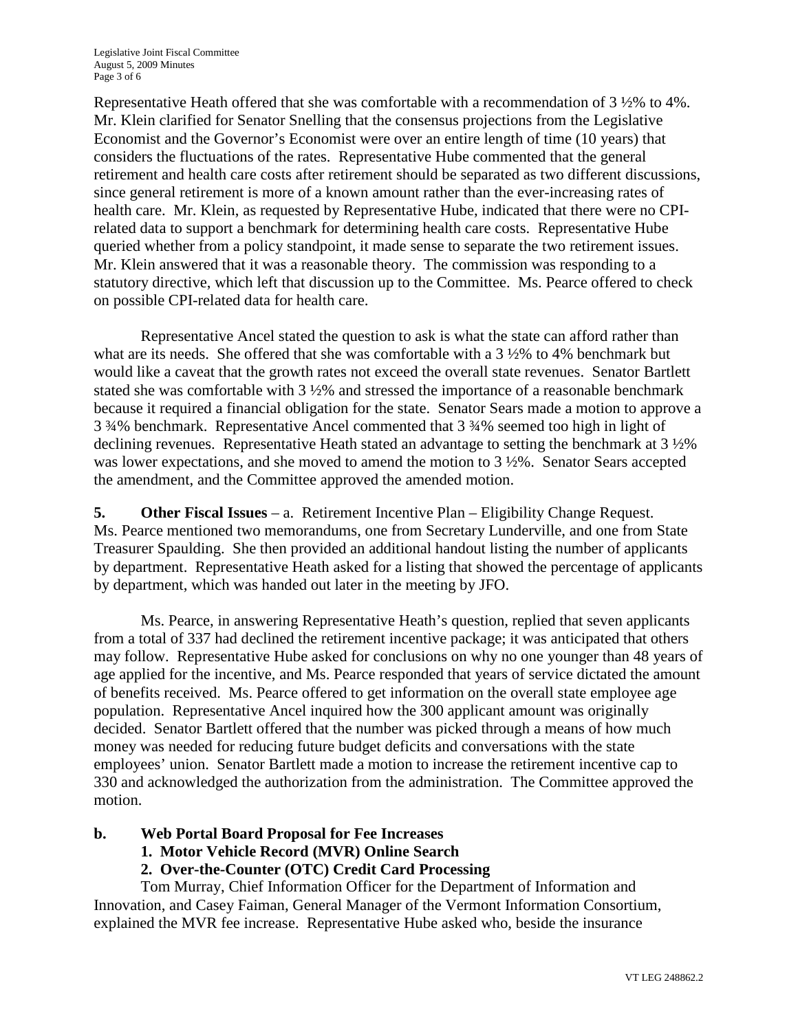Representative Heath offered that she was comfortable with a recommendation of 3 ½% to 4%. Mr. Klein clarified for Senator Snelling that the consensus projections from the Legislative Economist and the Governor's Economist were over an entire length of time (10 years) that considers the fluctuations of the rates. Representative Hube commented that the general retirement and health care costs after retirement should be separated as two different discussions, since general retirement is more of a known amount rather than the ever-increasing rates of health care. Mr. Klein, as requested by Representative Hube, indicated that there were no CPI-related data to support a benchmark for determining health care costs. Representative Hube queried whether from a policy standpoint, it made sense to separate the two retirement issues. Mr. Klein answered that it was a reasonable theory. The commission was responding to a statutory directive, which left that discussion up to the Committee. Ms. Pearce offered to check on possible CPI-related data for health care.

Representative Ancel stated the question to ask is what the state can afford rather than what are its needs. She offered that she was comfortable with a 3 ½% to 4% benchmark but would like a caveat that the growth rates not exceed the overall state revenues. Senator Bartlett stated she was comfortable with 3 ½% and stressed the importance of a reasonable benchmark because it required a financial obligation for the state. Senator Sears made a motion to approve a 3 ¾% benchmark. Representative Ancel commented that 3 ¾% seemed too high in light of declining revenues. Representative Heath stated an advantage to setting the benchmark at 3 ½% was lower expectations, and she moved to amend the motion to 3 ½%. Senator Sears accepted the amendment, and the Committee approved the amended motion.

**5. Other Fiscal Issues** – a. Retirement Incentive Plan – Eligibility Change Request. Ms. Pearce mentioned two memorandums, one from Secretary Lunderville, and one from State Treasurer Spaulding. She then provided an additional handout listing the number of applicants by department. Representative Heath asked for a listing that showed the percentage of applicants by department, which was handed out later in the meeting by JFO.

Ms. Pearce, in answering Representative Heath's question, replied that seven applicants from a total of 337 had declined the retirement incentive package; it was anticipated that others may follow. Representative Hube asked for conclusions on why no one younger than 48 years of age applied for the incentive, and Ms. Pearce responded that years of service dictated the amount of benefits received. Ms. Pearce offered to get information on the overall state employee age population. Representative Ancel inquired how the 300 applicant amount was originally decided. Senator Bartlett offered that the number was picked through a means of how much money was needed for reducing future budget deficits and conversations with the state employees' union. Senator Bartlett made a motion to increase the retirement incentive cap to 330 and acknowledged the authorization from the administration. The Committee approved the motion.

**b. Web Portal Board Proposal for Fee Increases**

**1. Motor Vehicle Record (MVR) Online Search**

**2. Over-the-Counter (OTC) Credit Card Processing**

Tom Murray, Chief Information Officer for the Department of Information and Innovation, and Casey Faiman, General Manager of the Vermont Information Consortium, explained the MVR fee increase. Representative Hube asked who, beside the insurance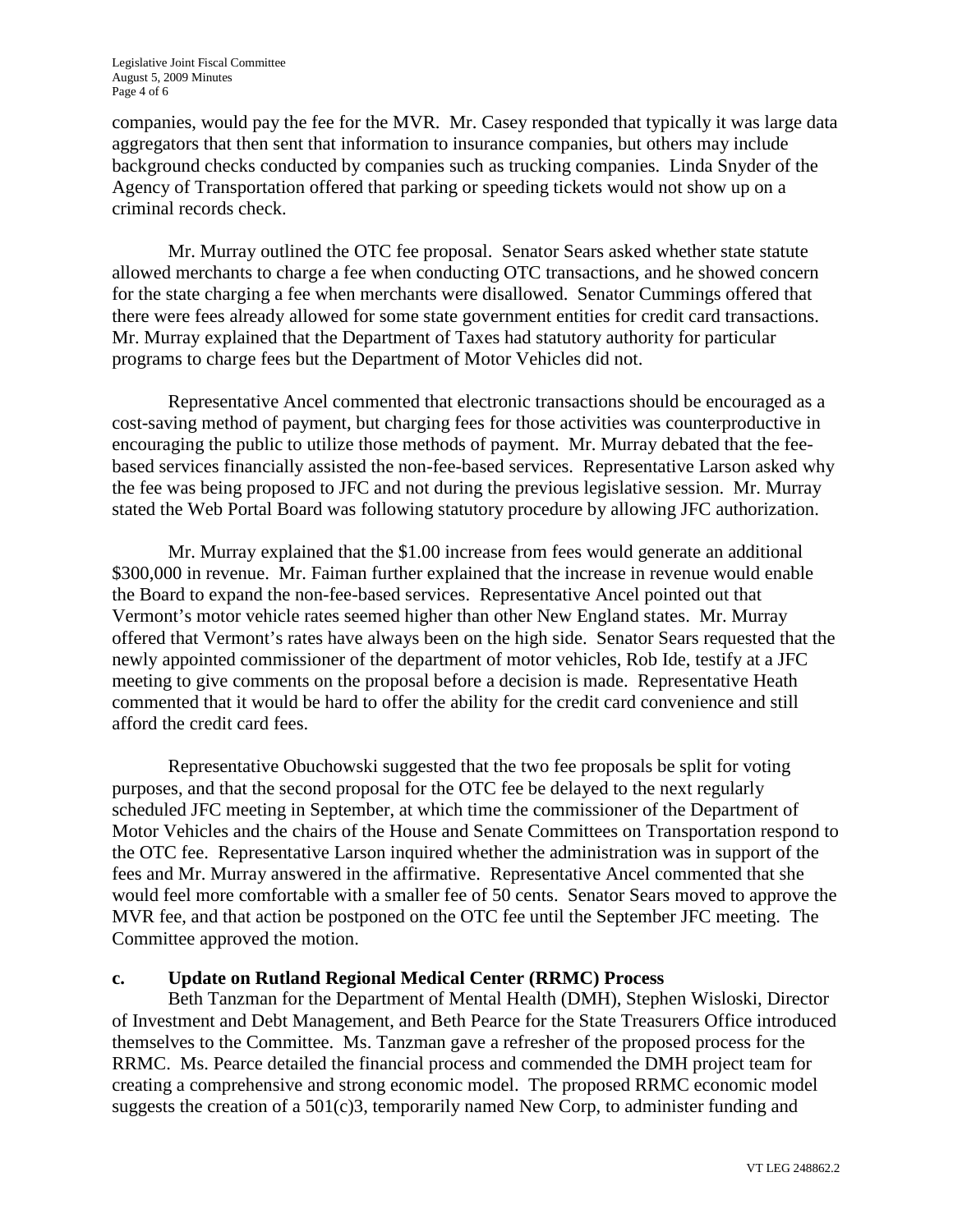companies, would pay the fee for the MVR. Mr. Casey responded that typically it was large data aggregators that then sent that information to insurance companies, but others may include background checks conducted by companies such as trucking companies. Linda Snyder of the Agency of Transportation offered that parking or speeding tickets would not show up on a criminal records check.

Mr. Murray outlined the OTC fee proposal. Senator Sears asked whether state statute allowed merchants to charge a fee when conducting OTC transactions, and he showed concern for the state charging a fee when merchants were disallowed. Senator Cummings offered that there were fees already allowed for some state government entities for credit card transactions. Mr. Murray explained that the Department of Taxes had statutory authority for particular programs to charge fees but the Department of Motor Vehicles did not.

Representative Ancel commented that electronic transactions should be encouraged as a cost-saving method of payment, but charging fees for those activities was counterproductive in encouraging the public to utilize those methods of payment. Mr. Murray debated that the fee-based services financially assisted the non-fee-based services. Representative Larson asked why the fee was being proposed to JFC and not during the previous legislative session. Mr. Murray stated the Web Portal Board was following statutory procedure by allowing JFC authorization.

Mr. Murray explained that the $1.00 increase from fees would generate an additional $300,000 in revenue. Mr. Faiman further explained that the increase in revenue would enable the Board to expand the non-fee-based services. Representative Ancel pointed out that Vermont's motor vehicle rates seemed higher than other New England states. Mr. Murray offered that Vermont's rates have always been on the high side. Senator Sears requested that the newly appointed commissioner of the department of motor vehicles, Rob Ide, testify at a JFC meeting to give comments on the proposal before a decision is made. Representative Heath commented that it would be hard to offer the ability for the credit card convenience and still afford the credit card fees.

Representative Obuchowski suggested that the two fee proposals be split for voting purposes, and that the second proposal for the OTC fee be delayed to the next regularly scheduled JFC meeting in September, at which time the commissioner of the Department of Motor Vehicles and the chairs of the House and Senate Committees on Transportation respond to the OTC fee. Representative Larson inquired whether the administration was in support of the fees and Mr. Murray answered in the affirmative. Representative Ancel commented that she would feel more comfortable with a smaller fee of 50 cents. Senator Sears moved to approve the MVR fee, and that action be postponed on the OTC fee until the September JFC meeting. The Committee approved the motion.

**c. Update on Rutland Regional Medical Center (RRMC) Process**

Beth Tanzman for the Department of Mental Health (DMH), Stephen Wisloski, Director of Investment and Debt Management, and Beth Pearce for the State Treasurers Office introduced themselves to the Committee. Ms. Tanzman gave a refresher of the proposed process for the RRMC. Ms. Pearce detailed the financial process and commended the DMH project team for creating a comprehensive and strong economic model. The proposed RRMC economic model suggests the creation of a 501(c)3, temporarily named New Corp, to administer funding and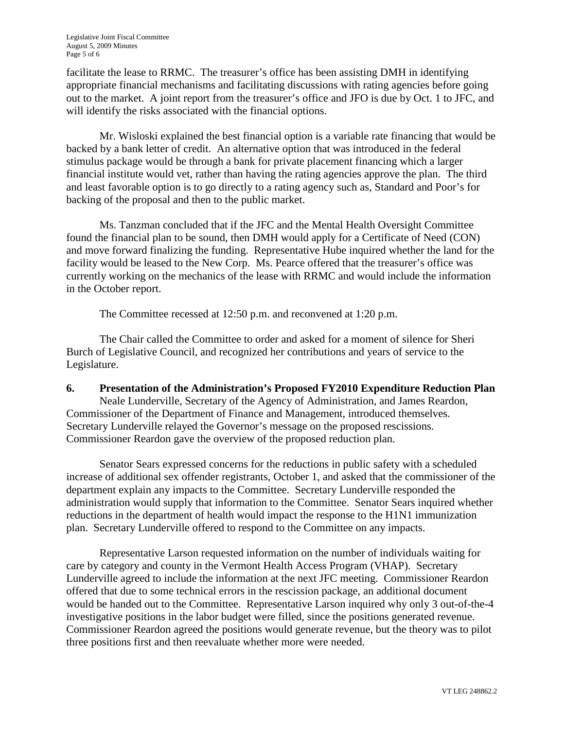facilitate the lease to RRMC. The treasurer's office has been assisting DMH in identifying appropriate financial mechanisms and facilitating discussions with rating agencies before going out to the market. A joint report from the treasurer's office and JFO is due by Oct. 1 to JFC, and will identify the risks associated with the financial options.

Mr. Wisloski explained the best financial option is a variable rate financing that would be backed by a bank letter of credit. An alternative option that was introduced in the federal stimulus package would be through a bank for private placement financing which a larger financial institute would vet, rather than having the rating agencies approve the plan. The third and least favorable option is to go directly to a rating agency such as, Standard and Poor's for backing of the proposal and then to the public market.

Ms. Tanzman concluded that if the JFC and the Mental Health Oversight Committee found the financial plan to be sound, then DMH would apply for a Certificate of Need (CON) and move forward finalizing the funding. Representative Hube inquired whether the land for the facility would be leased to the New Corp. Ms. Pearce offered that the treasurer's office was currently working on the mechanics of the lease with RRMC and would include the information in the October report.

The Committee recessed at 12:50 p.m. and reconvened at 1:20 p.m.

The Chair called the Committee to order and asked for a moment of silence for Sheri Burch of Legislative Council, and recognized her contributions and years of service to the Legislature.

**6. Presentation of the Administration's Proposed FY2010 Expenditure Reduction Plan**

Neale Lunderville, Secretary of the Agency of Administration, and James Reardon, Commissioner of the Department of Finance and Management, introduced themselves. Secretary Lunderville relayed the Governor's message on the proposed rescissions. Commissioner Reardon gave the overview of the proposed reduction plan.

Senator Sears expressed concerns for the reductions in public safety with a scheduled increase of additional sex offender registrants, October 1, and asked that the commissioner of the department explain any impacts to the Committee. Secretary Lunderville responded the administration would supply that information to the Committee. Senator Sears inquired whether reductions in the department of health would impact the response to the H1N1 immunization plan. Secretary Lunderville offered to respond to the Committee on any impacts.

Representative Larson requested information on the number of individuals waiting for care by category and county in the Vermont Health Access Program (VHAP). Secretary Lunderville agreed to include the information at the next JFC meeting. Commissioner Reardon offered that due to some technical errors in the rescission package, an additional document would be handed out to the Committee. Representative Larson inquired why only 3 out-of-the-4 investigative positions in the labor budget were filled, since the positions generated revenue. Commissioner Reardon agreed the positions would generate revenue, but the theory was to pilot three positions first and then reevaluate whether more were needed.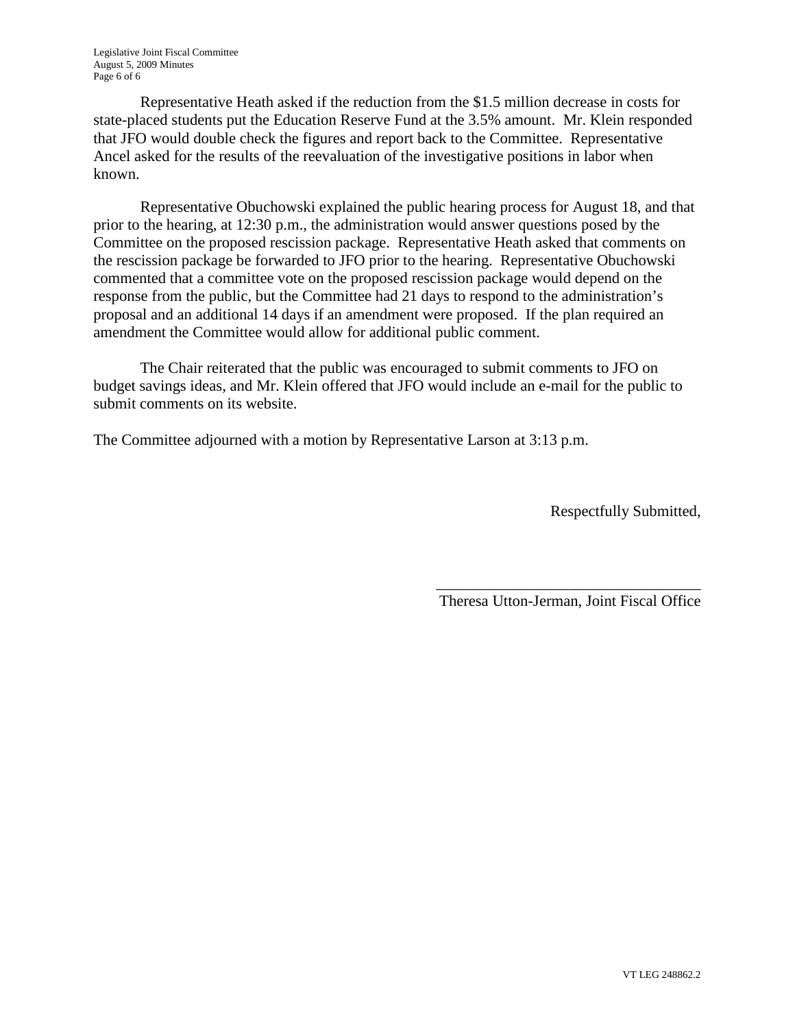Representative Heath asked if the reduction from the $1.5 million decrease in costs for state-placed students put the Education Reserve Fund at the 3.5% amount. Mr. Klein responded that JFO would double check the figures and report back to the Committee. Representative Ancel asked for the results of the reevaluation of the investigative positions in labor when known.

Representative Obuchowski explained the public hearing process for August 18, and that prior to the hearing, at 12:30 p.m., the administration would answer questions posed by the Committee on the proposed rescission package. Representative Heath asked that comments on the rescission package be forwarded to JFO prior to the hearing. Representative Obuchowski commented that a committee vote on the proposed rescission package would depend on the response from the public, but the Committee had 21 days to respond to the administration's proposal and an additional 14 days if an amendment were proposed. If the plan required an amendment the Committee would allow for additional public comment.

The Chair reiterated that the public was encouraged to submit comments to JFO on budget savings ideas, and Mr. Klein offered that JFO would include an e-mail for the public to submit comments on its website.

The Committee adjourned with a motion by Representative Larson at 3:13 p.m.

Respectfully Submitted,

\_\_\_\_\_\_\_\_\_\_\_\_\_\_\_\_\_\_\_\_\_\_\_\_\_\_\_\_\_\_\_\_\_\_\_

Theresa Utton-Jerman, Joint Fiscal Office

VT LEG 248862.2